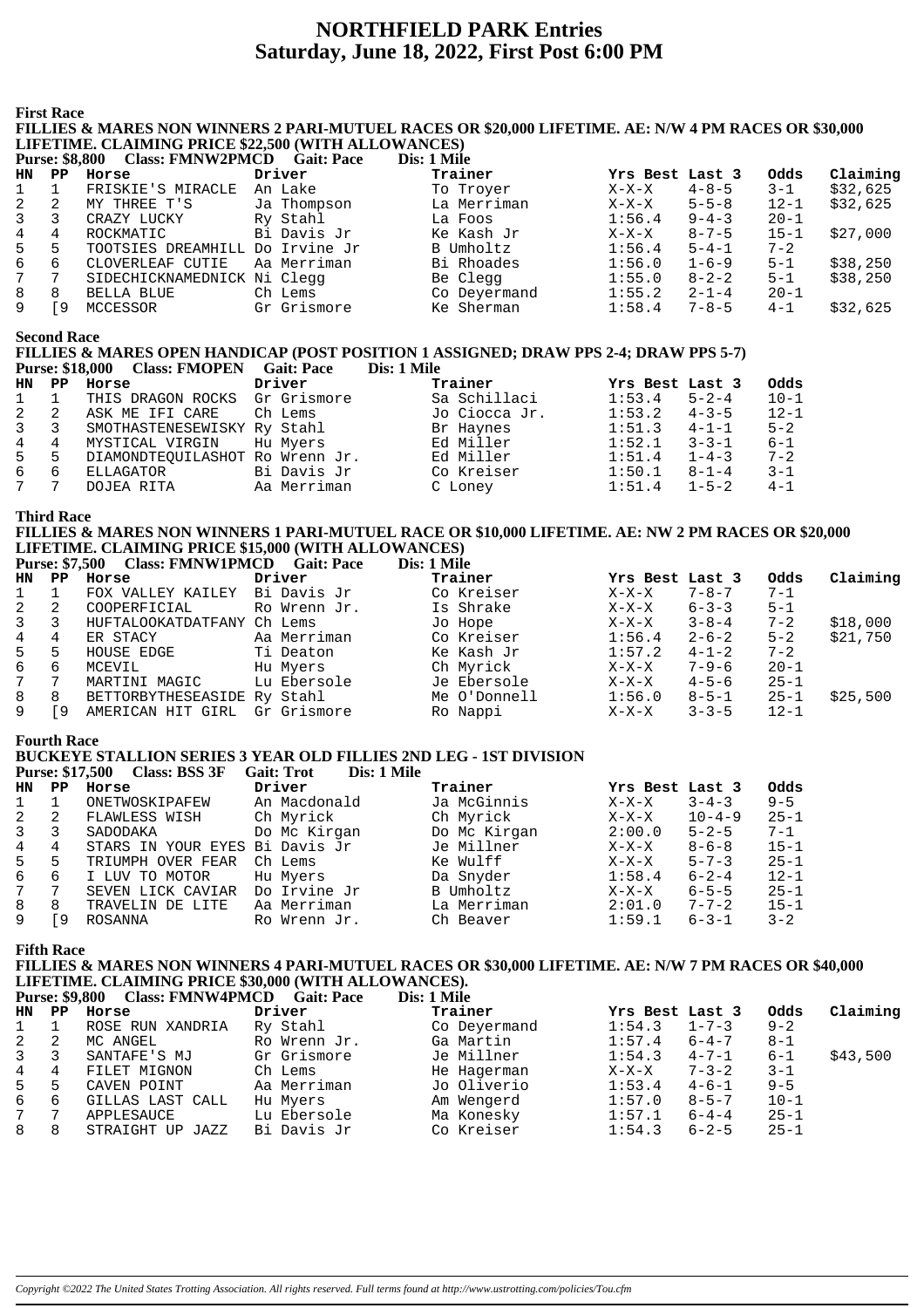# NORTHFIELD PARK Entries
## Saturday, June 18, 2022, First Post 6:00 PM

### First Race

**FILLIES & MARES NON WINNERS 2 PARI-MUTUEL RACES OR $20,000 LIFETIME. AE: N/W 4 PM RACES OR $30,000 LIFETIME. CLAIMING PRICE $22,500 (WITH ALLOWANCES)**

**Purse: $8,800 Class: FMNW2PMCD Gait: Pace Dis: 1 Mile**

| HN | PP | Horse | Driver | Trainer | Yrs Best | Last 3 | Odds | Claiming |
|---|---|---|---|---|---|---|---|---|
| 1 | 1 | FRISKIE'S MIRACLE | An Lake | To Troyer | X-X-X | 4-8-5 | 3-1 | $32,625 |
| 2 | 2 | MY THREE T'S | Ja Thompson | La Merriman | X-X-X | 5-5-8 | 12-1 | $32,625 |
| 3 | 3 | CRAZY LUCKY | Ry Stahl | La Foos | 1:56.4 | 9-4-3 | 20-1 | |
| 4 | 4 | ROCKMATIC | Bi Davis Jr | Ke Kash Jr | X-X-X | 8-7-5 | 15-1 | $27,000 |
| 5 | 5 | TOOTSIES DREAMHILL | Do Irvine Jr | B Umholtz | 1:56.4 | 5-4-1 | 7-2 | |
| 6 | 6 | CLOVERLEAF CUTIE | Aa Merriman | Bi Rhoades | 1:56.0 | 1-6-9 | 5-1 | $38,250 |
| 7 | 7 | SIDECHICKNAMEDNICK | Ni Clegg | Be Clegg | 1:55.0 | 8-2-2 | 5-1 | $38,250 |
| 8 | 8 | BELLA BLUE | Ch Lems | Co Deyermand | 1:55.2 | 2-1-4 | 20-1 | |
| 9 | [9 | MCCESSOR | Gr Grismore | Ke Sherman | 1:58.4 | 7-8-5 | 4-1 | $32,625 |

### Second Race

**FILLIES & MARES OPEN HANDICAP (POST POSITION 1 ASSIGNED; DRAW PPS 2-4; DRAW PPS 5-7)**

**Purse: $18,000 Class: FMOPEN Gait: Pace Dis: 1 Mile**

| HN | PP | Horse | Driver | Trainer | Yrs Best | Last 3 | Odds |
|---|---|---|---|---|---|---|---|
| 1 | 1 | THIS DRAGON ROCKS | Gr Grismore | Sa Schillaci | 1:53.4 | 5-2-4 | 10-1 |
| 2 | 2 | ASK ME IFI CARE | Ch Lems | Jo Ciocca Jr. | 1:53.2 | 4-3-5 | 12-1 |
| 3 | 3 | SMOTHASTENESEWISKY | Ry Stahl | Br Haynes | 1:51.3 | 4-1-1 | 5-2 |
| 4 | 4 | MYSTICAL VIRGIN | Hu Myers | Ed Miller | 1:52.1 | 3-3-1 | 6-1 |
| 5 | 5 | DIAMONDTEQUILASHOT | Ro Wrenn Jr. | Ed Miller | 1:51.4 | 1-4-3 | 7-2 |
| 6 | 6 | ELLAGATOR | Bi Davis Jr | Co Kreiser | 1:50.1 | 8-1-4 | 3-1 |
| 7 | 7 | DOJEA RITA | Aa Merriman | C Loney | 1:51.4 | 1-5-2 | 4-1 |

### Third Race

**FILLIES & MARES NON WINNERS 1 PARI-MUTUEL RACE OR $10,000 LIFETIME. AE: NW 2 PM RACES OR $20,000 LIFETIME. CLAIMING PRICE $15,000 (WITH ALLOWANCES)**

**Purse: $7,500 Class: FMNW1PMCD Gait: Pace Dis: 1 Mile**

| HN | PP | Horse | Driver | Trainer | Yrs Best | Last 3 | Odds | Claiming |
|---|---|---|---|---|---|---|---|---|
| 1 | 1 | FOX VALLEY KAILEY | Bi Davis Jr | Co Kreiser | X-X-X | 7-8-7 | 7-1 | |
| 2 | 2 | COOPERFICIAL | Ro Wrenn Jr. | Is Shrake | X-X-X | 6-3-3 | 5-1 | |
| 3 | 3 | HUFTALOOKATDATFANY | Ch Lems | Jo Hope | X-X-X | 3-8-4 | 7-2 | $18,000 |
| 4 | 4 | ER STACY | Aa Merriman | Co Kreiser | 1:56.4 | 2-6-2 | 5-2 | $21,750 |
| 5 | 5 | HOUSE EDGE | Ti Deaton | Ke Kash Jr | 1:57.2 | 4-1-2 | 7-2 | |
| 6 | 6 | MCEVIL | Hu Myers | Ch Myrick | X-X-X | 7-9-6 | 20-1 | |
| 7 | 7 | MARTINI MAGIC | Lu Ebersole | Je Ebersole | X-X-X | 4-5-6 | 25-1 | |
| 8 | 8 | BETTORBYTHESEASIDE | Ry Stahl | Me O'Donnell | 1:56.0 | 8-5-1 | 25-1 | $25,500 |
| 9 | [9 | AMERICAN HIT GIRL | Gr Grismore | Ro Nappi | X-X-X | 3-3-5 | 12-1 | |

### Fourth Race

**BUCKEYE STALLION SERIES 3 YEAR OLD FILLIES 2ND LEG - 1ST DIVISION**

**Purse: $17,500 Class: BSS 3F Gait: Trot Dis: 1 Mile**

| HN | PP | Horse | Driver | Trainer | Yrs Best | Last 3 | Odds |
|---|---|---|---|---|---|---|---|
| 1 | 1 | ONETWOSKIPAFEW | An Macdonald | Ja McGinnis | X-X-X | 3-4-3 | 9-5 |
| 2 | 2 | FLAWLESS WISH | Ch Myrick | Ch Myrick | X-X-X | 10-4-9 | 25-1 |
| 3 | 3 | SADODAKA | Do Mc Kirgan | Do Mc Kirgan | 2:00.0 | 5-2-5 | 7-1 |
| 4 | 4 | STARS IN YOUR EYES | Bi Davis Jr | Je Millner | X-X-X | 8-6-8 | 15-1 |
| 5 | 5 | TRIUMPH OVER FEAR | Ch Lems | Ke Wulff | X-X-X | 5-7-3 | 25-1 |
| 6 | 6 | I LUV TO MOTOR | Hu Myers | Da Snyder | 1:58.4 | 6-2-4 | 12-1 |
| 7 | 7 | SEVEN LICK CAVIAR | Do Irvine Jr | B Umholtz | X-X-X | 6-5-5 | 25-1 |
| 8 | 8 | TRAVELIN DE LITE | Aa Merriman | La Merriman | 2:01.0 | 7-7-2 | 15-1 |
| 9 | [9 | ROSANNA | Ro Wrenn Jr. | Ch Beaver | 1:59.1 | 6-3-1 | 3-2 |

### Fifth Race

**FILLIES & MARES NON WINNERS 4 PARI-MUTUEL RACES OR $30,000 LIFETIME. AE: N/W 7 PM RACES OR $40,000 LIFETIME. CLAIMING PRICE $30,000 (WITH ALLOWANCES).**

**Purse: $9,800 Class: FMNW4PMCD Gait: Pace Dis: 1 Mile**

| HN | PP | Horse | Driver | Trainer | Yrs Best | Last 3 | Odds | Claiming |
|---|---|---|---|---|---|---|---|---|
| 1 | 1 | ROSE RUN XANDRIA | Ry Stahl | Co Deyermand | 1:54.3 | 1-7-3 | 9-2 | |
| 2 | 2 | MC ANGEL | Ro Wrenn Jr. | Ga Martin | 1:57.4 | 6-4-7 | 8-1 | |
| 3 | 3 | SANTAFE'S MJ | Gr Grismore | Je Millner | 1:54.3 | 4-7-1 | 6-1 | $43,500 |
| 4 | 4 | FILET MIGNON | Ch Lems | He Hagerman | X-X-X | 7-3-2 | 3-1 | |
| 5 | 5 | CAVEN POINT | Aa Merriman | Jo Oliverio | 1:53.4 | 4-6-1 | 9-5 | |
| 6 | 6 | GILLAS LAST CALL | Hu Myers | Am Wengerd | 1:57.0 | 8-5-7 | 10-1 | |
| 7 | 7 | APPLESAUCE | Lu Ebersole | Ma Konesky | 1:57.1 | 6-4-4 | 25-1 | |
| 8 | 8 | STRAIGHT UP JAZZ | Bi Davis Jr | Co Kreiser | 1:54.3 | 6-2-5 | 25-1 | |

*Copyright ©2022 The United States Trotting Association. All rights reserved. Full terms found at http://www.ustrotting.com/policies/Tou.cfm*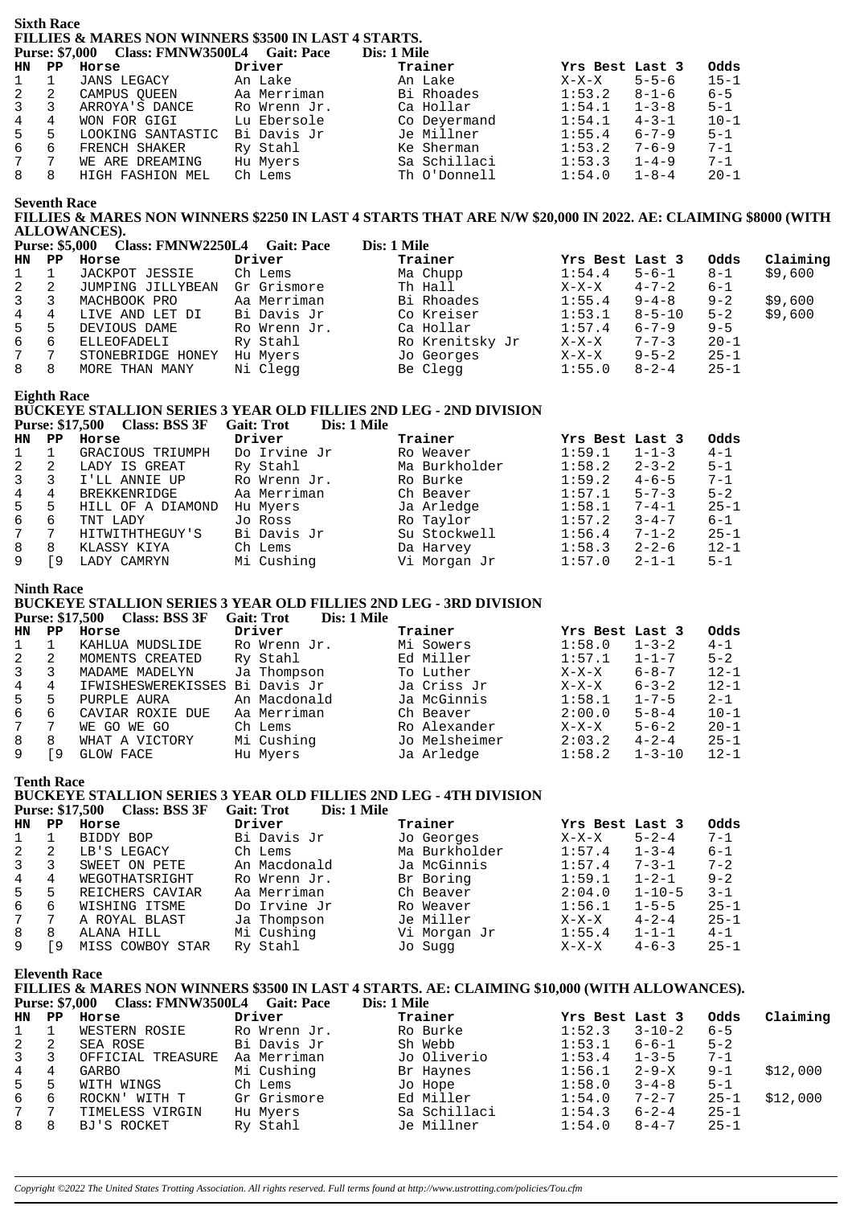## Sixth Race

**FILLIES & MARES NON WINNERS $3500 IN LAST 4 STARTS.**

**Purse: $7,000 Class: FMNW3500L4 Gait: Pace Dis: 1 Mile**

| HN | PP | Horse | Driver | Trainer | Yrs Best | Last 3 | Odds |
|---|---|---|---|---|---|---|---|
| 1 | 1 | JANS LEGACY | An Lake | An Lake | X-X-X | 5-5-6 | 15-1 |
| 2 | 2 | CAMPUS QUEEN | Aa Merriman | Bi Rhoades | 1:53.2 | 8-1-6 | 6-5 |
| 3 | 3 | ARROYA'S DANCE | Ro Wrenn Jr. | Ca Hollar | 1:54.1 | 1-3-8 | 5-1 |
| 4 | 4 | WON FOR GIGI | Lu Ebersole | Co Deyermand | 1:54.1 | 4-3-1 | 10-1 |
| 5 | 5 | LOOKING SANTASTIC | Bi Davis Jr | Je Millner | 1:55.4 | 6-7-9 | 5-1 |
| 6 | 6 | FRENCH SHAKER | Ry Stahl | Ke Sherman | 1:53.2 | 7-6-9 | 7-1 |
| 7 | 7 | WE ARE DREAMING | Hu Myers | Sa Schillaci | 1:53.3 | 1-4-9 | 7-1 |
| 8 | 8 | HIGH FASHION MEL | Ch Lems | Th O'Donnell | 1:54.0 | 1-8-4 | 20-1 |

## Seventh Race

**FILLIES & MARES NON WINNERS $2250 IN LAST 4 STARTS THAT ARE N/W $20,000 IN 2022. AE: CLAIMING $8000 (WITH ALLOWANCES).**

**Purse: $5,000 Class: FMNW2250L4 Gait: Pace Dis: 1 Mile**

| HN | PP | Horse | Driver | Trainer | Yrs Best | Last 3 | Odds | Claiming |
|---|---|---|---|---|---|---|---|---|
| 1 | 1 | JACKPOT JESSIE | Ch Lems | Ma Chupp | 1:54.4 | 5-6-1 | 8-1 | $9,600 |
| 2 | 2 | JUMPING JILLYBEAN | Gr Grismore | Th Hall | X-X-X | 4-7-2 | 6-1 | |
| 3 | 3 | MACHBOOK PRO | Aa Merriman | Bi Rhoades | 1:55.4 | 9-4-8 | 9-2 | $9,600 |
| 4 | 4 | LIVE AND LET DI | Bi Davis Jr | Co Kreiser | 1:53.1 | 8-5-10 | 5-2 | $9,600 |
| 5 | 5 | DEVIOUS DAME | Ro Wrenn Jr. | Ca Hollar | 1:57.4 | 6-7-9 | 9-5 | |
| 6 | 6 | ELLEOFADELI | Ry Stahl | Ro Krenitsky Jr | X-X-X | 7-7-3 | 20-1 | |
| 7 | 7 | STONEBRIDGE HONEY | Hu Myers | Jo Georges | X-X-X | 9-5-2 | 25-1 | |
| 8 | 8 | MORE THAN MANY | Ni Clegg | Be Clegg | 1:55.0 | 8-2-4 | 25-1 | |

## Eighth Race

**BUCKEYE STALLION SERIES 3 YEAR OLD FILLIES 2ND LEG - 2ND DIVISION**

**Purse: $17,500 Class: BSS 3F Gait: Trot Dis: 1 Mile**

| HN | PP | Horse | Driver | Trainer | Yrs Best | Last 3 | Odds |
|---|---|---|---|---|---|---|---|
| 1 | 1 | GRACIOUS TRIUMPH | Do Irvine Jr | Ro Weaver | 1:59.1 | 1-1-3 | 4-1 |
| 2 | 2 | LADY IS GREAT | Ry Stahl | Ma Burkholder | 1:58.2 | 2-3-2 | 5-1 |
| 3 | 3 | I'LL ANNIE UP | Ro Wrenn Jr. | Ro Burke | 1:59.2 | 4-6-5 | 7-1 |
| 4 | 4 | BREKKENRIDGE | Aa Merriman | Ch Beaver | 1:57.1 | 5-7-3 | 5-2 |
| 5 | 5 | HILL OF A DIAMOND | Hu Myers | Ja Arledge | 1:58.1 | 7-4-1 | 25-1 |
| 6 | 6 | TNT LADY | Jo Ross | Ro Taylor | 1:57.2 | 3-4-7 | 6-1 |
| 7 | 7 | HITWITHTHEGUY'S | Bi Davis Jr | Su Stockwell | 1:56.4 | 7-1-2 | 25-1 |
| 8 | 8 | KLASSY KIYA | Ch Lems | Da Harvey | 1:58.3 | 2-2-6 | 12-1 |
| 9 | [9 | LADY CAMRYN | Mi Cushing | Vi Morgan Jr | 1:57.0 | 2-1-1 | 5-1 |

## Ninth Race

**BUCKEYE STALLION SERIES 3 YEAR OLD FILLIES 2ND LEG - 3RD DIVISION**

**Purse: $17,500 Class: BSS 3F Gait: Trot Dis: 1 Mile**

| HN | PP | Horse | Driver | Trainer | Yrs Best | Last 3 | Odds |
|---|---|---|---|---|---|---|---|
| 1 | 1 | KAHLUA MUDSLIDE | Ro Wrenn Jr. | Mi Sowers | 1:58.0 | 1-3-2 | 4-1 |
| 2 | 2 | MOMENTS CREATED | Ry Stahl | Ed Miller | 1:57.1 | 1-1-7 | 5-2 |
| 3 | 3 | MADAME MADELYN | Ja Thompson | To Luther | X-X-X | 6-8-7 | 12-1 |
| 4 | 4 | IFWISHESWEREKISSES | Bi Davis Jr | Ja Criss Jr | X-X-X | 6-3-2 | 12-1 |
| 5 | 5 | PURPLE AURA | An Macdonald | Ja McGinnis | 1:58.1 | 1-7-5 | 2-1 |
| 6 | 6 | CAVIAR ROXIE DUE | Aa Merriman | Ch Beaver | 2:00.0 | 5-8-4 | 10-1 |
| 7 | 7 | WE GO WE GO | Ch Lems | Ro Alexander | X-X-X | 5-6-2 | 20-1 |
| 8 | 8 | WHAT A VICTORY | Mi Cushing | Jo Melsheimer | 2:03.2 | 4-2-4 | 25-1 |
| 9 | [9 | GLOW FACE | Hu Myers | Ja Arledge | 1:58.2 | 1-3-10 | 12-1 |

## Tenth Race

**BUCKEYE STALLION SERIES 3 YEAR OLD FILLIES 2ND LEG - 4TH DIVISION**

**Purse: $17,500 Class: BSS 3F Gait: Trot Dis: 1 Mile**

| HN | PP | Horse | Driver | Trainer | Yrs Best | Last 3 | Odds |
|---|---|---|---|---|---|---|---|
| 1 | 1 | BIDDY BOP | Bi Davis Jr | Jo Georges | X-X-X | 5-2-4 | 7-1 |
| 2 | 2 | LB'S LEGACY | Ch Lems | Ma Burkholder | 1:57.4 | 1-3-4 | 6-1 |
| 3 | 3 | SWEET ON PETE | An Macdonald | Ja McGinnis | 1:57.4 | 7-3-1 | 7-2 |
| 4 | 4 | WEGOTHATSRIGHT | Ro Wrenn Jr. | Br Boring | 1:59.1 | 1-2-1 | 9-2 |
| 5 | 5 | REICHERS CAVIAR | Aa Merriman | Ch Beaver | 2:04.0 | 1-10-5 | 3-1 |
| 6 | 6 | WISHING ITSME | Do Irvine Jr | Ro Weaver | 1:56.1 | 1-5-5 | 25-1 |
| 7 | 7 | A ROYAL BLAST | Ja Thompson | Je Miller | X-X-X | 4-2-4 | 25-1 |
| 8 | 8 | ALANA HILL | Mi Cushing | Vi Morgan Jr | 1:55.4 | 1-1-1 | 4-1 |
| 9 | [9 | MISS COWBOY STAR | Ry Stahl | Jo Sugg | X-X-X | 4-6-3 | 25-1 |

## Eleventh Race

**FILLIES & MARES NON WINNERS $3500 IN LAST 4 STARTS. AE: CLAIMING $10,000 (WITH ALLOWANCES).**

**Purse: $7,000 Class: FMNW3500L4 Gait: Pace Dis: 1 Mile**

| HN | PP | Horse | Driver | Trainer | Yrs Best | Last 3 | Odds | Claiming |
|---|---|---|---|---|---|---|---|---|
| 1 | 1 | WESTERN ROSIE | Ro Wrenn Jr. | Ro Burke | 1:52.3 | 3-10-2 | 6-5 | |
| 2 | 2 | SEA ROSE | Bi Davis Jr | Sh Webb | 1:53.1 | 6-6-1 | 5-2 | |
| 3 | 3 | OFFICIAL TREASURE | Aa Merriman | Jo Oliverio | 1:53.4 | 1-3-5 | 7-1 | |
| 4 | 4 | GARBO | Mi Cushing | Br Haynes | 1:56.1 | 2-9-X | 9-1 | $12,000 |
| 5 | 5 | WITH WINGS | Ch Lems | Jo Hope | 1:58.0 | 3-4-8 | 5-1 | |
| 6 | 6 | ROCKN' WITH T | Gr Grismore | Ed Miller | 1:54.0 | 7-2-7 | 25-1 | $12,000 |
| 7 | 7 | TIMELESS VIRGIN | Hu Myers | Sa Schillaci | 1:54.3 | 6-2-4 | 25-1 | |
| 8 | 8 | BJ'S ROCKET | Ry Stahl | Je Millner | 1:54.0 | 8-4-7 | 25-1 | |

*Copyright ©2022 The United States Trotting Association. All rights reserved. Full terms found at http://www.ustrotting.com/policies/Tou.cfm*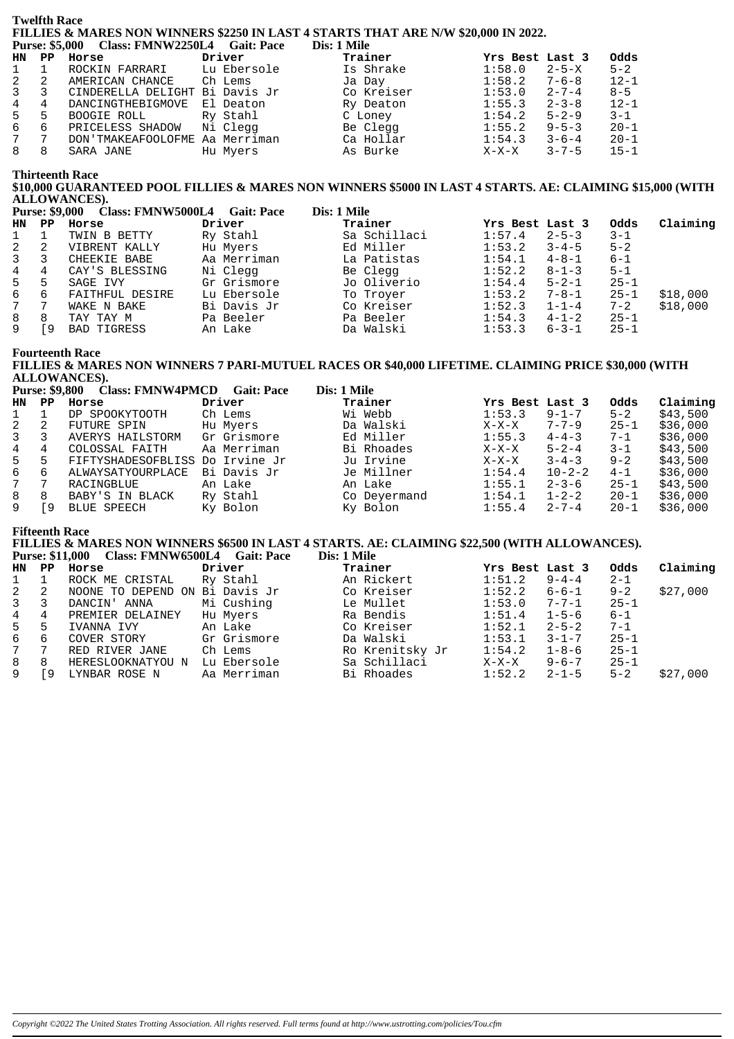## Twelfth Race

**FILLIES & MARES NON WINNERS $2250 IN LAST 4 STARTS THAT ARE N/W $20,000 IN 2022.**

**Purse: $5,000 Class: FMNW2250L4 Gait: Pace Dis: 1 Mile**

| HN | PP | Horse | Driver | Trainer | Yrs Best | Last 3 | Odds |
|---|---|---|---|---|---|---|---|
| 1 | 1 | ROCKIN FARRARI | Lu Ebersole | Is Shrake | 1:58.0 | 2-5-X | 5-2 |
| 2 | 2 | AMERICAN CHANCE | Ch Lems | Ja Day | 1:58.2 | 7-6-8 | 12-1 |
| 3 | 3 | CINDERELLA DELIGHT | Bi Davis Jr | Co Kreiser | 1:53.0 | 2-7-4 | 8-5 |
| 4 | 4 | DANCINGTHEBIGMOVE | El Deaton | Ry Deaton | 1:55.3 | 2-3-8 | 12-1 |
| 5 | 5 | BOOGIE ROLL | Ry Stahl | C Loney | 1:54.2 | 5-2-9 | 3-1 |
| 6 | 6 | PRICELESS SHADOW | Ni Clegg | Be Clegg | 1:55.2 | 9-5-3 | 20-1 |
| 7 | 7 | DON'TMAKEAFOOLOFME | Aa Merriman | Ca Hollar | 1:54.3 | 3-6-4 | 20-1 |
| 8 | 8 | SARA JANE | Hu Myers | As Burke | X-X-X | 3-7-5 | 15-1 |

## Thirteenth Race

**$10,000 GUARANTEED POOL FILLIES & MARES NON WINNERS $5000 IN LAST 4 STARTS. AE: CLAIMING $15,000 (WITH ALLOWANCES).**

**Purse: $9,000 Class: FMNW5000L4 Gait: Pace Dis: 1 Mile**

| HN | PP | Horse | Driver | Trainer | Yrs Best | Last 3 | Odds | Claiming |
|---|---|---|---|---|---|---|---|---|
| 1 | 1 | TWIN B BETTY | Ry Stahl | Sa Schillaci | 1:57.4 | 2-5-3 | 3-1 | |
| 2 | 2 | VIBRENT KALLY | Hu Myers | Ed Miller | 1:53.2 | 3-4-5 | 5-2 | |
| 3 | 3 | CHEEKIE BABE | Aa Merriman | La Patistas | 1:54.1 | 4-8-1 | 6-1 | |
| 4 | 4 | CAY'S BLESSING | Ni Clegg | Be Clegg | 1:52.2 | 8-1-3 | 5-1 | |
| 5 | 5 | SAGE IVY | Gr Grismore | Jo Oliverio | 1:54.4 | 5-2-1 | 25-1 | |
| 6 | 6 | FAITHFUL DESIRE | Lu Ebersole | To Troyer | 1:53.2 | 7-8-1 | 25-1 | $18,000 |
| 7 | 7 | WAKE N BAKE | Bi Davis Jr | Co Kreiser | 1:52.3 | 1-1-4 | 7-2 | $18,000 |
| 8 | 8 | TAY TAY M | Pa Beeler | Pa Beeler | 1:54.3 | 4-1-2 | 25-1 | |
| 9 | [9 | BAD TIGRESS | An Lake | Da Walski | 1:53.3 | 6-3-1 | 25-1 | |

## Fourteenth Race

**FILLIES & MARES NON WINNERS 7 PARI-MUTUEL RACES OR $40,000 LIFETIME. CLAIMING PRICE $30,000 (WITH ALLOWANCES).**

**Purse: $9,800 Class: FMNW4PMCD Gait: Pace Dis: 1 Mile**

| HN | PP | Horse | Driver | Trainer | Yrs Best | Last 3 | Odds | Claiming |
|---|---|---|---|---|---|---|---|---|
| 1 | 1 | DP SPOOKYTOOTH | Ch Lems | Wi Webb | 1:53.3 | 9-1-7 | 5-2 | $43,500 |
| 2 | 2 | FUTURE SPIN | Hu Myers | Da Walski | X-X-X | 7-7-9 | 25-1 | $36,000 |
| 3 | 3 | AVERYS HAILSTORM | Gr Grismore | Ed Miller | 1:55.3 | 4-4-3 | 7-1 | $36,000 |
| 4 | 4 | COLOSSAL FAITH | Aa Merriman | Bi Rhoades | X-X-X | 5-2-4 | 3-1 | $43,500 |
| 5 | 5 | FIFTYSHADESOFBLISS | Do Irvine Jr | Ju Irvine | X-X-X | 3-4-3 | 9-2 | $43,500 |
| 6 | 6 | ALWAYSATYOURPLACE | Bi Davis Jr | Je Millner | 1:54.4 | 10-2-2 | 4-1 | $36,000 |
| 7 | 7 | RACINGBLUE | An Lake | An Lake | 1:55.1 | 2-3-6 | 25-1 | $43,500 |
| 8 | 8 | BABY'S IN BLACK | Ry Stahl | Co Deyermand | 1:54.1 | 1-2-2 | 20-1 | $36,000 |
| 9 | [9 | BLUE SPEECH | Ky Bolon | Ky Bolon | 1:55.4 | 2-7-4 | 20-1 | $36,000 |

## Fifteenth Race

**FILLIES & MARES NON WINNERS $6500 IN LAST 4 STARTS. AE: CLAIMING $22,500 (WITH ALLOWANCES).**

**Purse: $11,000 Class: FMNW6500L4 Gait: Pace Dis: 1 Mile**

| HN | PP | Horse | Driver | Trainer | Yrs Best | Last 3 | Odds | Claiming |
|---|---|---|---|---|---|---|---|---|
| 1 | 1 | ROCK ME CRISTAL | Ry Stahl | An Rickert | 1:51.2 | 9-4-4 | 2-1 | |
| 2 | 2 | NOONE TO DEPEND ON | Bi Davis Jr | Co Kreiser | 1:52.2 | 6-6-1 | 9-2 | $27,000 |
| 3 | 3 | DANCIN' ANNA | Mi Cushing | Le Mullet | 1:53.0 | 7-7-1 | 25-1 | |
| 4 | 4 | PREMIER DELAINEY | Hu Myers | Ra Bendis | 1:51.4 | 1-5-6 | 6-1 | |
| 5 | 5 | IVANNA IVY | An Lake | Co Kreiser | 1:52.1 | 2-5-2 | 7-1 | |
| 6 | 6 | COVER STORY | Gr Grismore | Da Walski | 1:53.1 | 3-1-7 | 25-1 | |
| 7 | 7 | RED RIVER JANE | Ch Lems | Ro Krenitsky Jr | 1:54.2 | 1-8-6 | 25-1 | |
| 8 | 8 | HERESLOOKNATYOU N | Lu Ebersole | Sa Schillaci | X-X-X | 9-6-7 | 25-1 | |
| 9 | [9 | LYNBAR ROSE N | Aa Merriman | Bi Rhoades | 1:52.2 | 2-1-5 | 5-2 | $27,000 |

*Copyright ©2022 The United States Trotting Association. All rights reserved. Full terms found at http://www.ustrotting.com/policies/Tou.cfm*